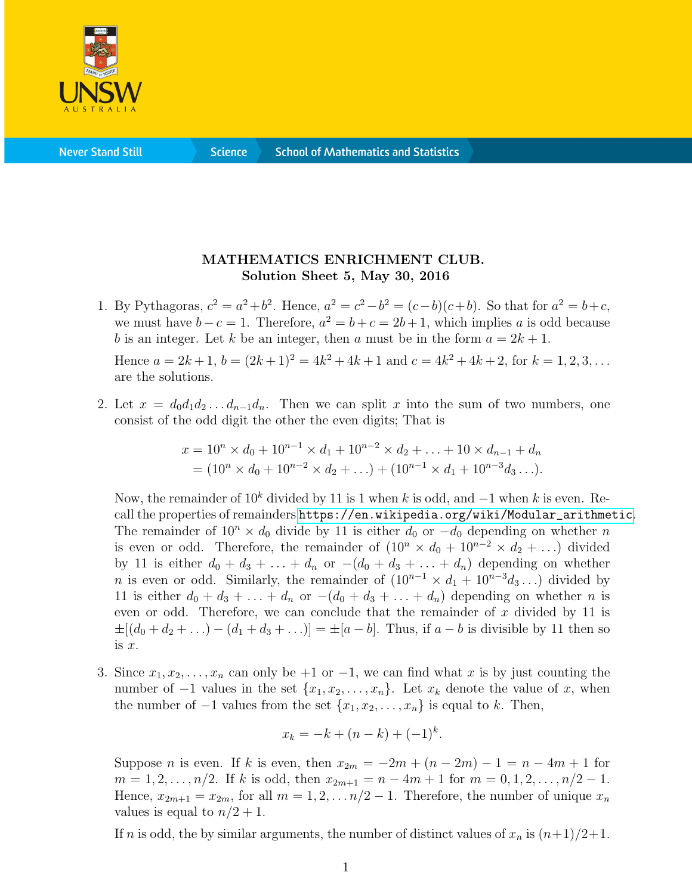**MATHEMATICS ENRICHMENT CLUB.**
**Solution Sheet 5, May 30, 2016**

1. By Pythagoras, $c^2 = a^2 + b^2$. Hence, $a^2 = c^2 - b^2 = (c-b)(c+b)$. So that for $a^2 = b + c$, we must have $b - c = 1$. Therefore, $a^2 = b + c = 2b + 1$, which implies $a$ is odd because $b$ is an integer. Let $k$ be an integer, then $a$ must be in the form $a = 2k + 1$.

   Hence $a = 2k + 1$, $b = (2k+1)^2 = 4k^2 + 4k + 1$ and $c = 4k^2 + 4k + 2$, for $k = 1, 2, 3, \ldots$ are the solutions.

2. Let $x = d_0 d_1 d_2 \ldots d_{n-1} d_n$. Then we can split $x$ into the sum of two numbers, one consist of the odd digit the other the even digits; That is

$$
\begin{aligned}
x &= 10^n \times d_0 + 10^{n-1} \times d_1 + 10^{n-2} \times d_2 + \ldots + 10 \times d_{n-1} + d_n \\
&= (10^n \times d_0 + 10^{n-2} \times d_2 + \ldots) + (10^{n-1} \times d_1 + 10^{n-3} d_3 \ldots).
\end{aligned}
$$

   Now, the remainder of $10^k$ divided by 11 is 1 when $k$ is odd, and $-1$ when $k$ is even. Recall the properties of remainders https://en.wikipedia.org/wiki/Modular_arithmetic. The remainder of $10^n \times d_0$ divide by 11 is either $d_0$ or $-d_0$ depending on whether $n$ is even or odd. Therefore, the remainder of $(10^n \times d_0 + 10^{n-2} \times d_2 + \ldots)$ divided by 11 is either $d_0 + d_3 + \ldots + d_n$ or $-(d_0 + d_3 + \ldots + d_n)$ depending on whether $n$ is even or odd. Similarly, the remainder of $(10^{n-1} \times d_1 + 10^{n-3} d_3 \ldots)$ divided by 11 is either $d_0 + d_3 + \ldots + d_n$ or $-(d_0 + d_3 + \ldots + d_n)$ depending on whether $n$ is even or odd. Therefore, we can conclude that the remainder of $x$ divided by 11 is $\pm[(d_0 + d_2 + \ldots) - (d_1 + d_3 + \ldots)] = \pm[a - b]$. Thus, if $a - b$ is divisible by 11 then so is $x$.

3. Since $x_1, x_2, \ldots, x_n$ can only be $+1$ or $-1$, we can find what $x$ is by just counting the number of $-1$ values in the set $\{x_1, x_2, \ldots, x_n\}$. Let $x_k$ denote the value of $x$, when the number of $-1$ values from the set $\{x_1, x_2, \ldots, x_n\}$ is equal to $k$. Then,

$$
x_k = -k + (n - k) + (-1)^k.
$$

   Suppose $n$ is even. If $k$ is even, then $x_{2m} = -2m + (n - 2m) - 1 = n - 4m + 1$ for $m = 1, 2, \ldots, n/2$. If $k$ is odd, then $x_{2m+1} = n - 4m + 1$ for $m = 0, 1, 2, \ldots, n/2 - 1$. Hence, $x_{2m+1} = x_{2m}$, for all $m = 1, 2, \ldots n/2 - 1$. Therefore, the number of unique $x_n$ values is equal to $n/2 + 1$.

   If $n$ is odd, the by similar arguments, the number of distinct values of $x_n$ is $(n+1)/2+1$.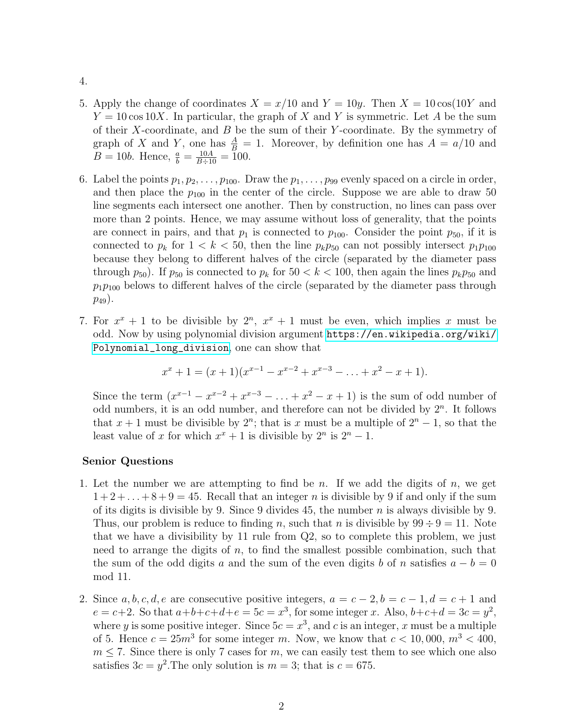4.

5. Apply the change of coordinates $X = x/10$ and $Y = 10y$. Then $X = 10\cos(10Y$ and $Y = 10\cos 10X$. In particular, the graph of $X$ and $Y$ is symmetric. Let $A$ be the sum of their $X$-coordinate, and $B$ be the sum of their $Y$-coordinate. By the symmetry of graph of $X$ and $Y$, one has $\frac{A}{B} = 1$. Moreover, by definition one has $A = a/10$ and $B = 10b$. Hence, $\frac{a}{b} = \frac{10A}{B \div 10} = 100$.

6. Label the points $p_1, p_2, \ldots, p_{100}$. Draw the $p_1, \ldots, p_{99}$ evenly spaced on a circle in order, and then place the $p_{100}$ in the center of the circle. Suppose we are able to draw 50 line segments each intersect one another. Then by construction, no lines can pass over more than 2 points. Hence, we may assume without loss of generality, that the points are connect in pairs, and that $p_1$ is connected to $p_{100}$. Consider the point $p_{50}$, if it is connected to $p_k$ for $1 < k < 50$, then the line $p_k p_{50}$ can not possibly intersect $p_1 p_{100}$ because they belong to different halves of the circle (separated by the diameter pass through $p_{50}$). If $p_{50}$ is connected to $p_k$ for $50 < k < 100$, then again the lines $p_k p_{50}$ and $p_1 p_{100}$ belows to different halves of the circle (separated by the diameter pass through $p_{49}$).

7. For $x^x + 1$ to be divisible by $2^n$, $x^x + 1$ must be even, which implies $x$ must be odd. Now by using polynomial division argument https://en.wikipedia.org/wiki/Polynomial_long_division, one can show that

$$x^x + 1 = (x+1)(x^{x-1} - x^{x-2} + x^{x-3} - \ldots + x^2 - x + 1).$$

Since the term $(x^{x-1} - x^{x-2} + x^{x-3} - \ldots + x^2 - x + 1)$ is the sum of odd number of odd numbers, it is an odd number, and therefore can not be divided by $2^n$. It follows that $x + 1$ must be divisible by $2^n$; that is $x$ must be a multiple of $2^n - 1$, so that the least value of $x$ for which $x^x + 1$ is divisible by $2^n$ is $2^n - 1$.

### Senior Questions

1. Let the number we are attempting to find be $n$. If we add the digits of $n$, we get $1 + 2 + \ldots + 8 + 9 = 45$. Recall that an integer $n$ is divisible by 9 if and only if the sum of its digits is divisible by 9. Since 9 divides 45, the number $n$ is always divisible by 9. Thus, our problem is reduce to finding $n$, such that $n$ is divisible by $99 \div 9 = 11$. Note that we have a divisibility by 11 rule from Q2, so to complete this problem, we just need to arrange the digits of $n$, to find the smallest possible combination, such that the sum of the odd digits $a$ and the sum of the even digits $b$ of $n$ satisfies $a - b = 0 \mod 11$.

2. Since $a, b, c, d, e$ are consecutive positive integers, $a = c - 2, b = c - 1, d = c + 1$ and $e = c + 2$. So that $a + b + c + d + e = 5c = x^3$, for some integer $x$. Also, $b + c + d = 3c = y^2$, where $y$ is some positive integer. Since $5c = x^3$, and $c$ is an integer, $x$ must be a multiple of 5. Hence $c = 25m^3$ for some integer $m$. Now, we know that $c < 10,000$, $m^3 < 400$, $m \leq 7$. Since there is only 7 cases for $m$, we can easily test them to see which one also satisfies $3c = y^2$.The only solution is $m = 3$; that is $c = 675$.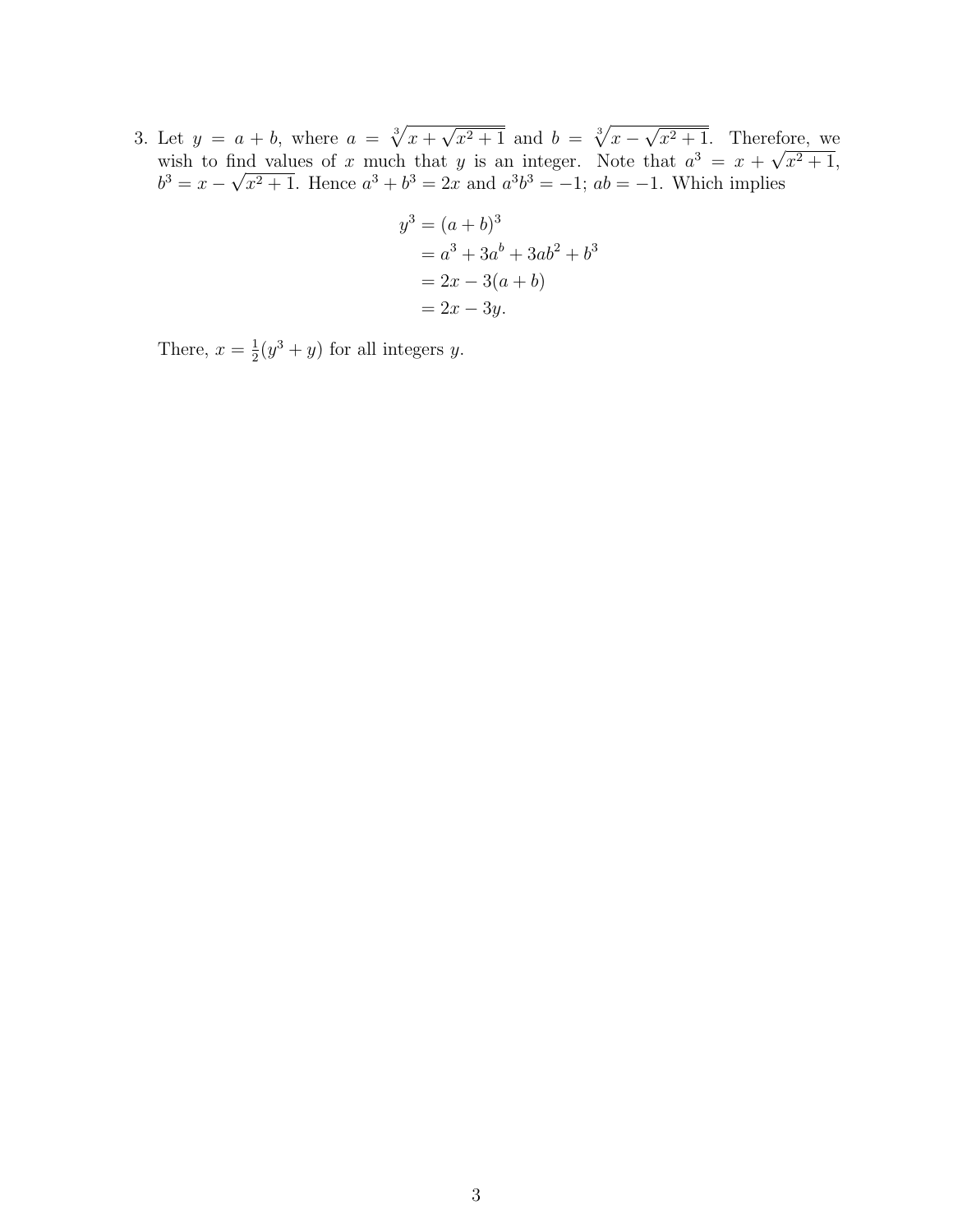3. Let $y = a + b$, where $a = \sqrt[3]{x + \sqrt{x^2+1}}$ and $b = \sqrt[3]{x - \sqrt{x^2+1}}$. Therefore, we wish to find values of $x$ much that $y$ is an integer. Note that $a^3 = x + \sqrt{x^2+1}$, $b^3 = x - \sqrt{x^2+1}$. Hence $a^3 + b^3 = 2x$ and $a^3b^3 = -1$; $ab = -1$. Which implies

$$
\begin{aligned}
y^3 &= (a+b)^3 \\
&= a^3 + 3a^b + 3ab^2 + b^3 \\
&= 2x - 3(a+b) \\
&= 2x - 3y.
\end{aligned}
$$

There, $x = \frac{1}{2}(y^3 + y)$ for all integers $y$.